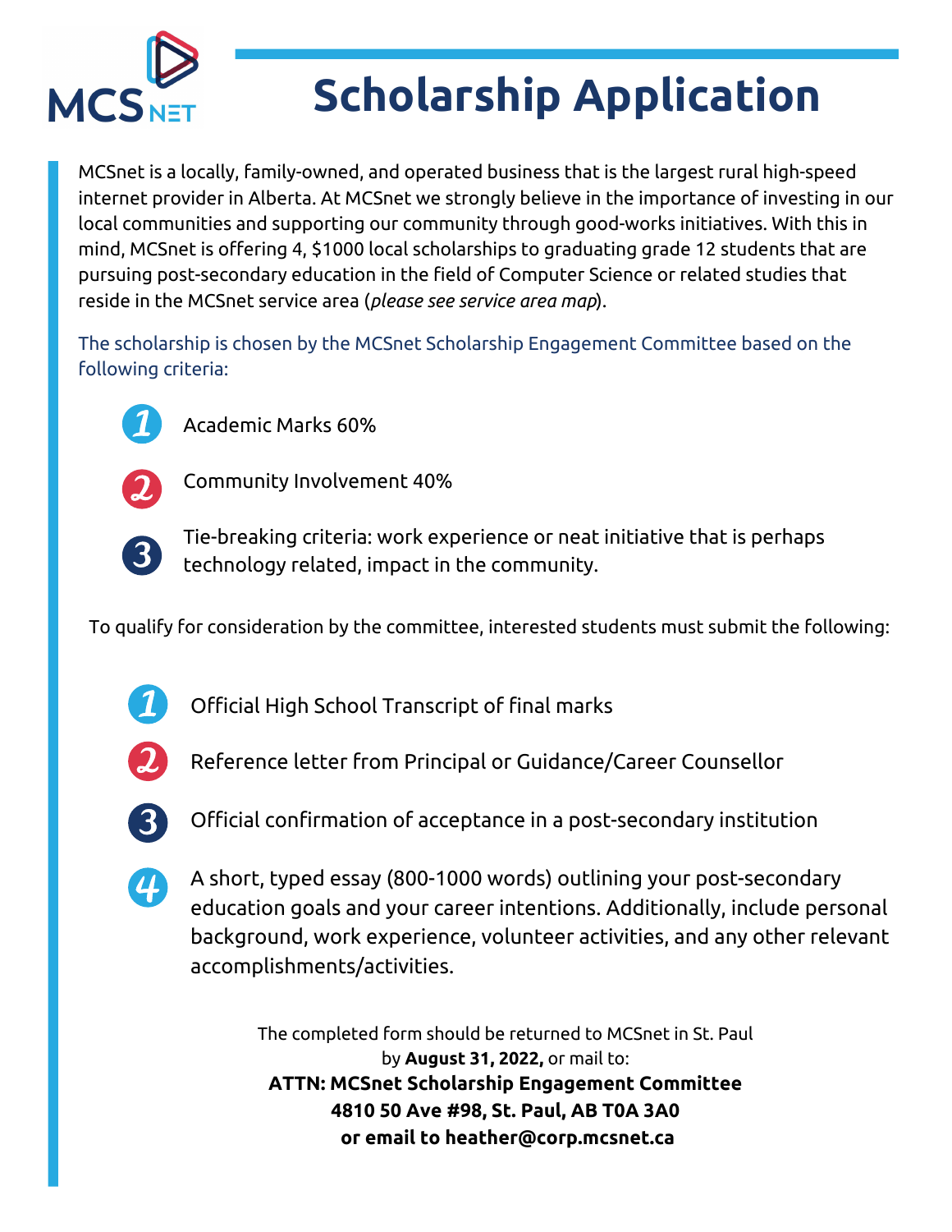# Scholarship Application

MCSnet is a locally, family-owned, and operated business that is the largest rural high-speed internet provider in Alberta. At MCSnet we strongly believe in the importance of investing in our local communities and supporting our community through good-works initiatives. With this in mind, MCSnet is offering 4, $1000 local scholarships to graduating grade 12 students that are pursuing post-secondary education in the field of Computer Science or related studies that reside in the MCSnet service area (*please see service area map*).

The scholarship is chosen by the MCSnet Scholarship Engagement Committee based on the following criteria:

1. Academic Marks 60%
2. Community Involvement 40%
3. Tie-breaking criteria: work experience or neat initiative that is perhaps technology related, impact in the community.

To qualify for consideration by the committee, interested students must submit the following:

1. Official High School Transcript of final marks
2. Reference letter from Principal or Guidance/Career Counsellor
3. Official confirmation of acceptance in a post-secondary institution
4. A short, typed essay (800-1000 words) outlining your post-secondary education goals and your career intentions. Additionally, include personal background, work experience, volunteer activities, and any other relevant accomplishments/activities.

The completed form should be returned to MCSnet in St. Paul by **August 31, 2022,** or mail to:

**ATTN: MCSnet Scholarship Engagement Committee**
**4810 50 Ave #98, St. Paul, AB T0A 3A0**
**or email to heather@corp.mcsnet.ca**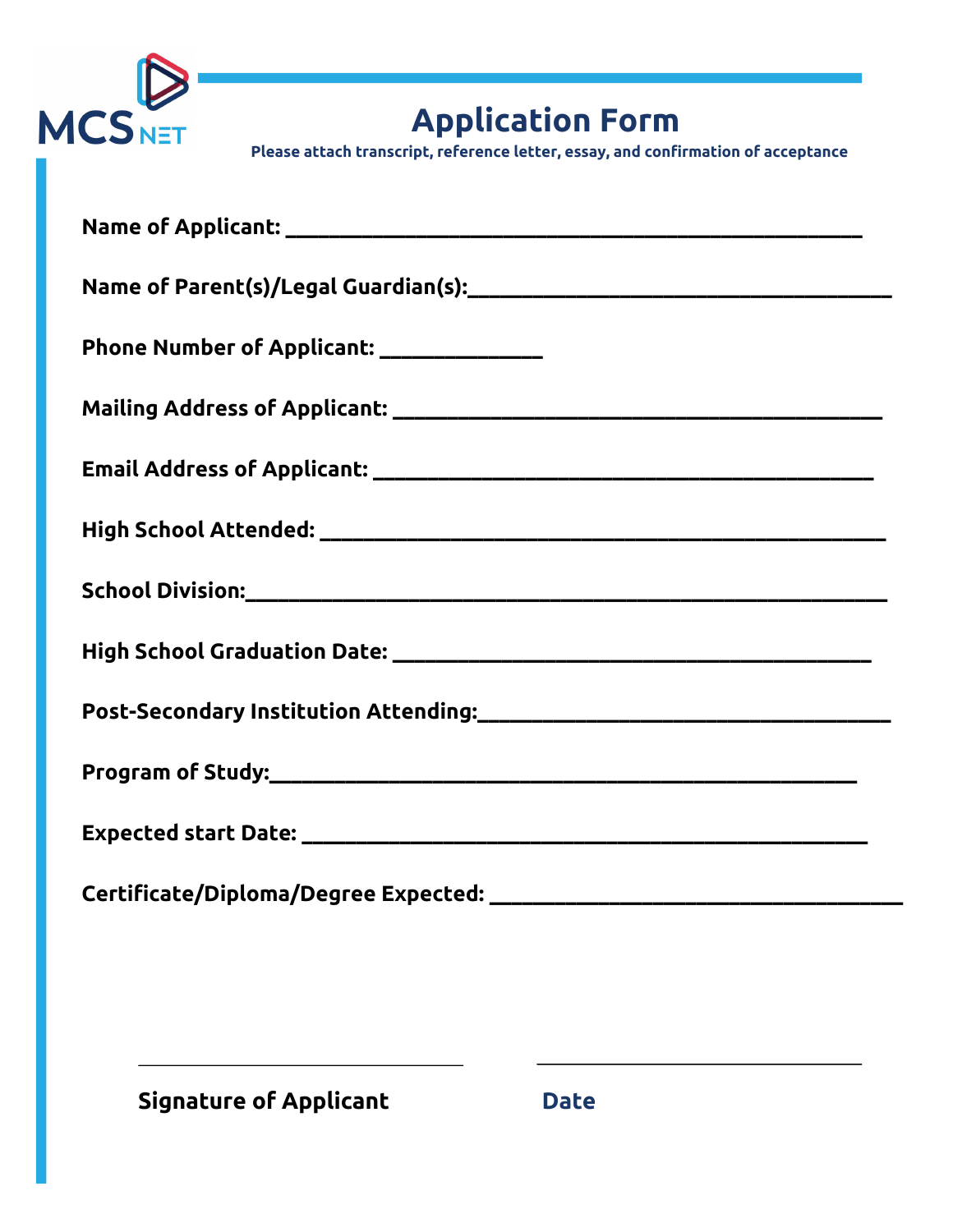MCS NET

# Application Form

**Please attach transcript, reference letter, essay, and confirmation of acceptance**

**Name of Applicant:** ____________________________________________

**Name of Parent(s)/Legal Guardian(s):**________________________________

**Phone Number of Applicant:** ____________

**Mailing Address of Applicant:** ______________________________________

**Email Address of Applicant:** _______________________________________

**High School Attended:** ___________________________________________

**School Division:**_________________________________________________

**High School Graduation Date:** _____________________________________

**Post-Secondary Institution Attending:**_______________________________

**Program of Study:**_______________________________________________

**Expected start Date:** _____________________________________________

**Certificate/Diploma/Degree Expected:** _______________________________

_________________________ _________________________

**Signature of Applicant** **Date**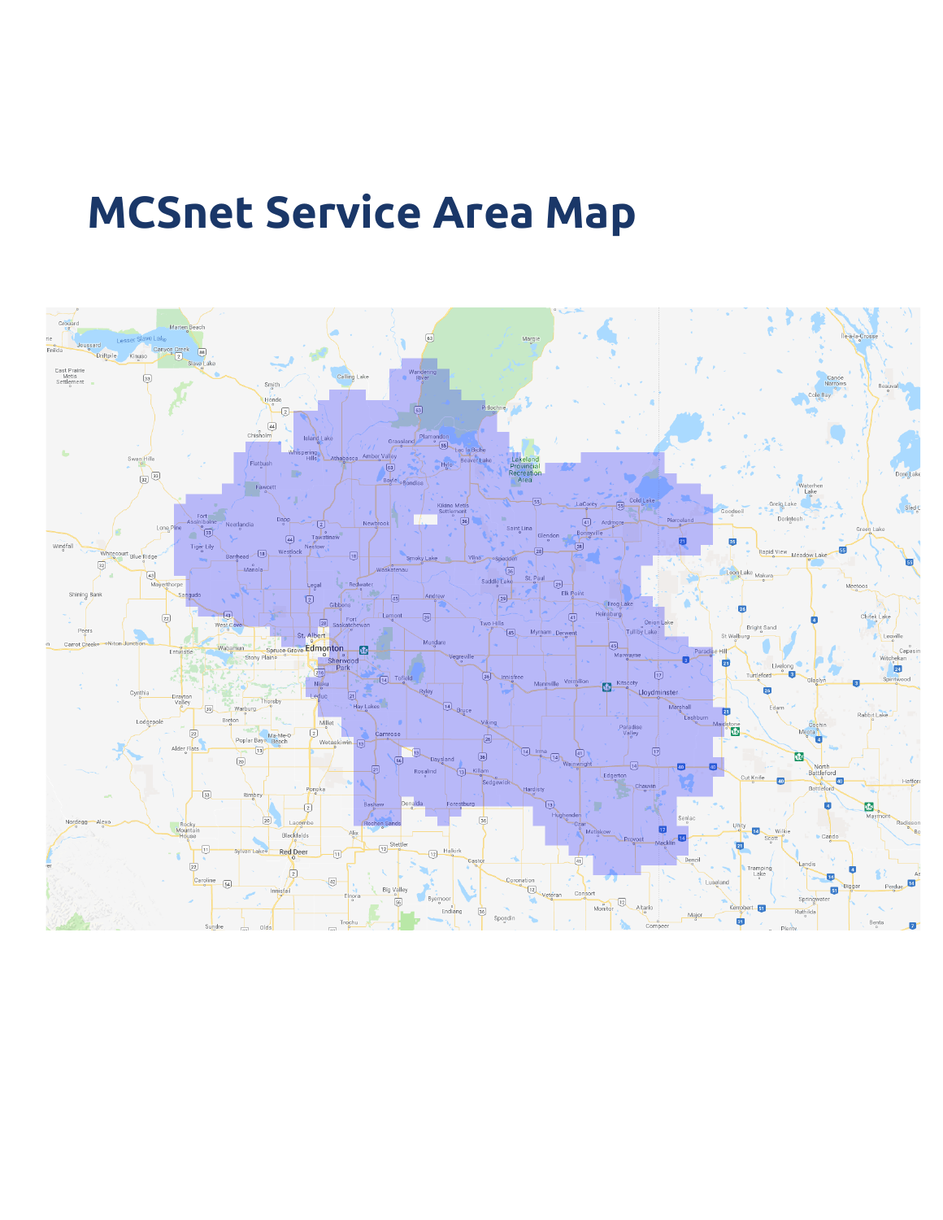# MCSnet Service Area Map